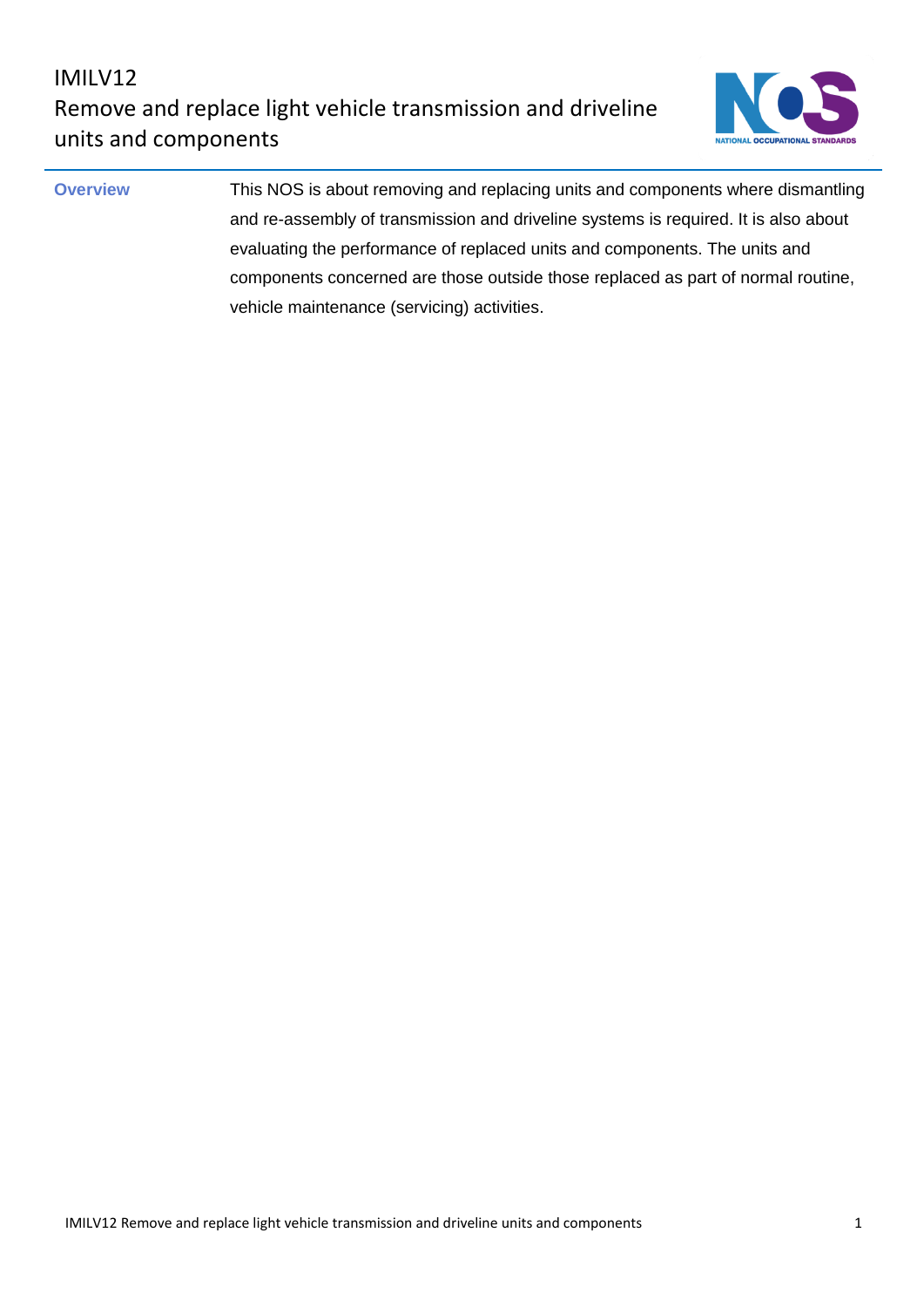# IMILV12
# Remove and replace light vehicle transmission and driveline units and components

**Overview**

This NOS is about removing and replacing units and components where dismantling and re-assembly of transmission and driveline systems is required. It is also about evaluating the performance of replaced units and components. The units and components concerned are those outside those replaced as part of normal routine, vehicle maintenance (servicing) activities.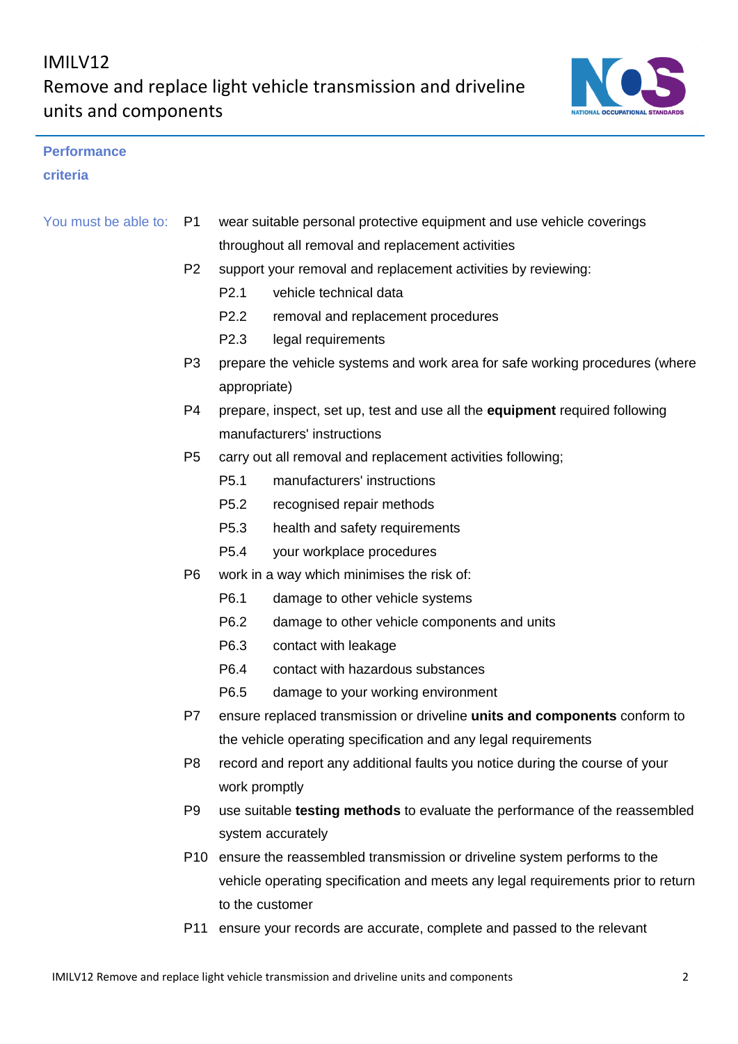## Performance criteria

You must be able to:

P1 wear suitable personal protective equipment and use vehicle coverings throughout all removal and replacement activities

P2 support your removal and replacement activities by reviewing:
- P2.1 vehicle technical data
- P2.2 removal and replacement procedures
- P2.3 legal requirements

P3 prepare the vehicle systems and work area for safe working procedures (where appropriate)

P4 prepare, inspect, set up, test and use all the **equipment** required following manufacturers' instructions

P5 carry out all removal and replacement activities following;
- P5.1 manufacturers' instructions
- P5.2 recognised repair methods
- P5.3 health and safety requirements
- P5.4 your workplace procedures

P6 work in a way which minimises the risk of:
- P6.1 damage to other vehicle systems
- P6.2 damage to other vehicle components and units
- P6.3 contact with leakage
- P6.4 contact with hazardous substances
- P6.5 damage to your working environment

P7 ensure replaced transmission or driveline **units and components** conform to the vehicle operating specification and any legal requirements

P8 record and report any additional faults you notice during the course of your work promptly

P9 use suitable **testing methods** to evaluate the performance of the reassembled system accurately

P10 ensure the reassembled transmission or driveline system performs to the vehicle operating specification and meets any legal requirements prior to return to the customer

P11 ensure your records are accurate, complete and passed to the relevant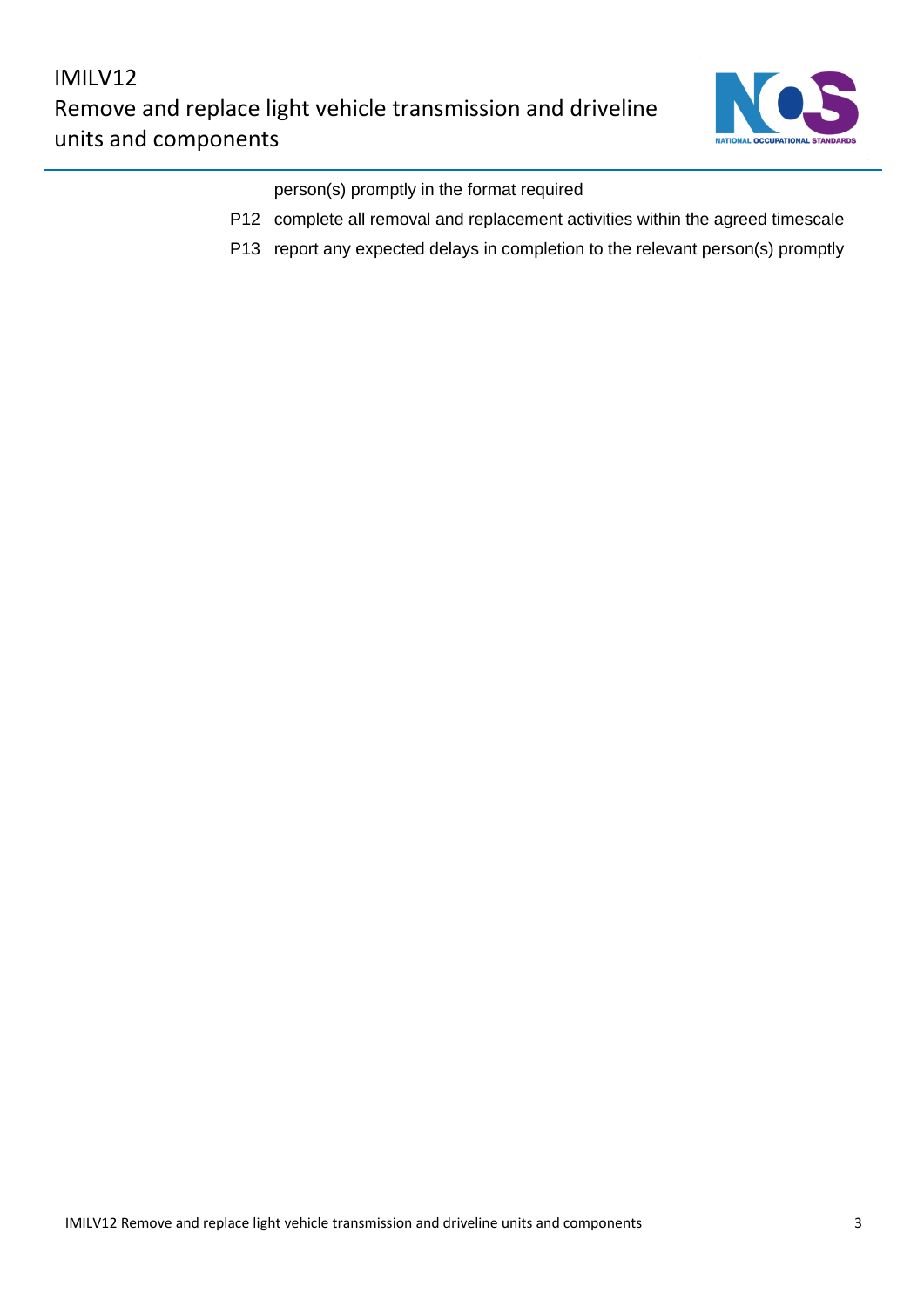person(s) promptly in the format required

P12 complete all removal and replacement activities within the agreed timescale

P13 report any expected delays in completion to the relevant person(s) promptly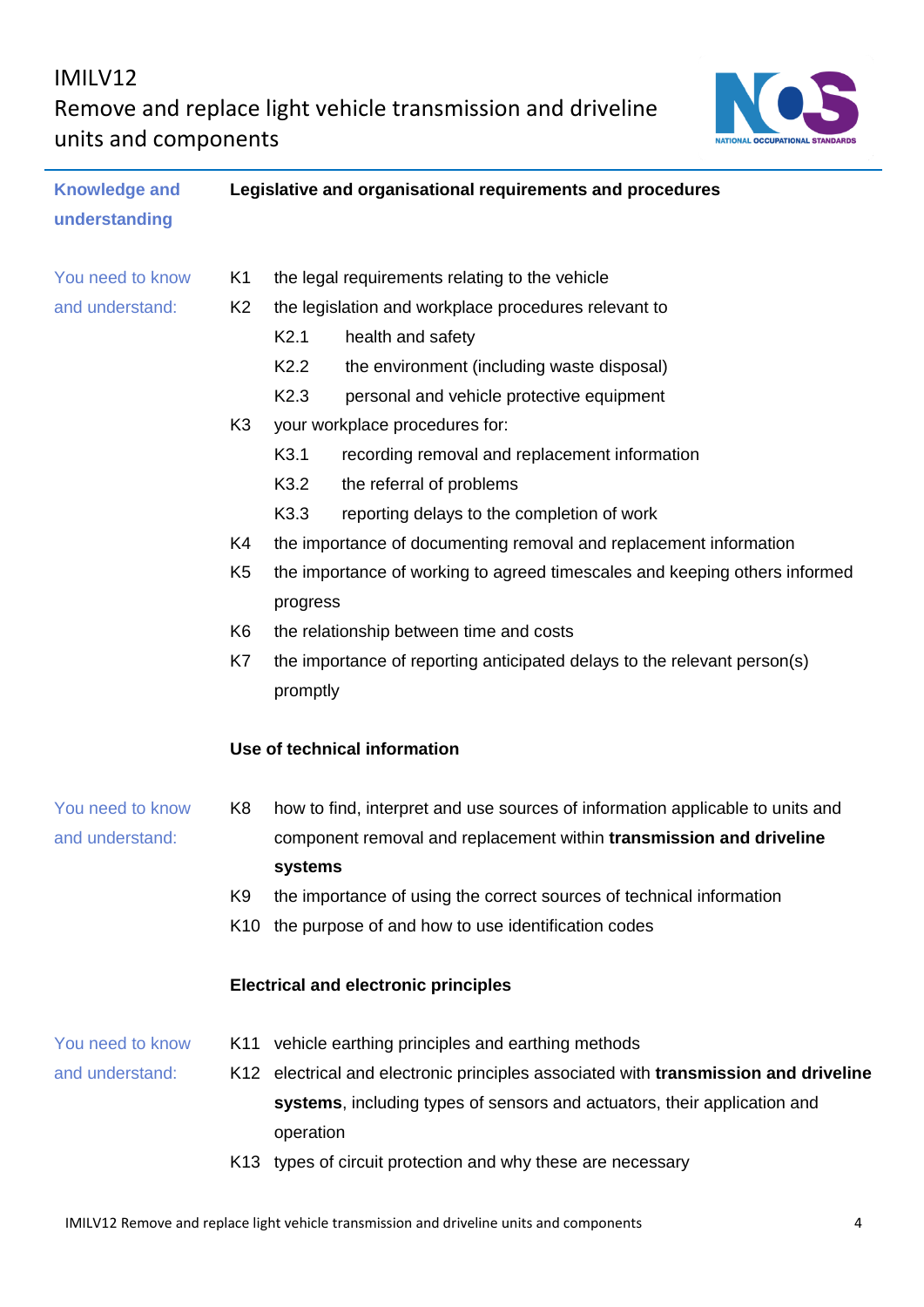**Knowledge and understanding**

**Legislative and organisational requirements and procedures**

You need to know and understand:

- K1 the legal requirements relating to the vehicle
- K2 the legislation and workplace procedures relevant to
  - K2.1 health and safety
  - K2.2 the environment (including waste disposal)
  - K2.3 personal and vehicle protective equipment
- K3 your workplace procedures for:
  - K3.1 recording removal and replacement information
  - K3.2 the referral of problems
  - K3.3 reporting delays to the completion of work
- K4 the importance of documenting removal and replacement information
- K5 the importance of working to agreed timescales and keeping others informed progress
- K6 the relationship between time and costs
- K7 the importance of reporting anticipated delays to the relevant person(s) promptly

**Use of technical information**

You need to know and understand:

- K8 how to find, interpret and use sources of information applicable to units and component removal and replacement within **transmission and driveline systems**
- K9 the importance of using the correct sources of technical information
- K10 the purpose of and how to use identification codes

**Electrical and electronic principles**

You need to know and understand:

- K11 vehicle earthing principles and earthing methods
- K12 electrical and electronic principles associated with **transmission and driveline systems**, including types of sensors and actuators, their application and operation
- K13 types of circuit protection and why these are necessary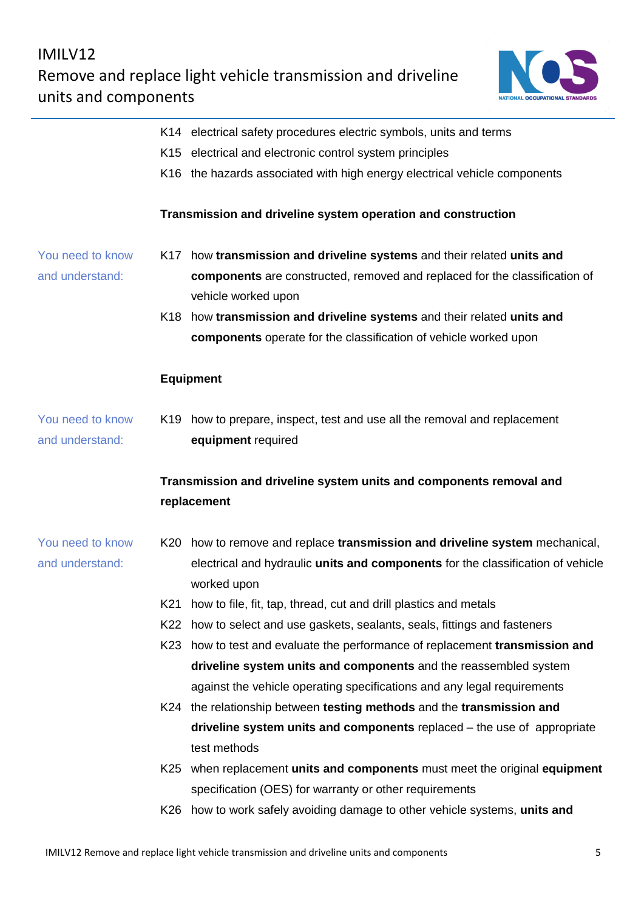K14 electrical safety procedures electric symbols, units and terms

K15 electrical and electronic control system principles

K16 the hazards associated with high energy electrical vehicle components

**Transmission and driveline system operation and construction**

You need to know and understand:

K17 how **transmission and driveline systems** and their related **units and components** are constructed, removed and replaced for the classification of vehicle worked upon

K18 how **transmission and driveline systems** and their related **units and components** operate for the classification of vehicle worked upon

**Equipment**

You need to know and understand:

K19 how to prepare, inspect, test and use all the removal and replacement **equipment** required

**Transmission and driveline system units and components removal and replacement**

You need to know and understand:

K20 how to remove and replace **transmission and driveline system** mechanical, electrical and hydraulic **units and components** for the classification of vehicle worked upon

K21 how to file, fit, tap, thread, cut and drill plastics and metals

K22 how to select and use gaskets, sealants, seals, fittings and fasteners

K23 how to test and evaluate the performance of replacement **transmission and driveline system units and components** and the reassembled system against the vehicle operating specifications and any legal requirements

K24 the relationship between **testing methods** and the **transmission and driveline system units and components** replaced – the use of appropriate test methods

K25 when replacement **units and components** must meet the original **equipment** specification (OES) for warranty or other requirements

K26 how to work safely avoiding damage to other vehicle systems, **units and**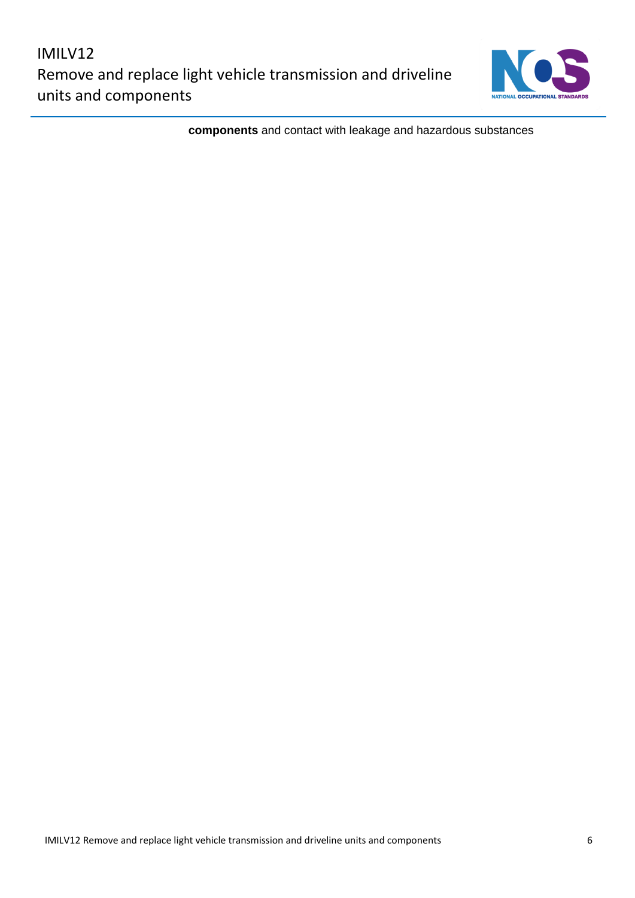**components** and contact with leakage and hazardous substances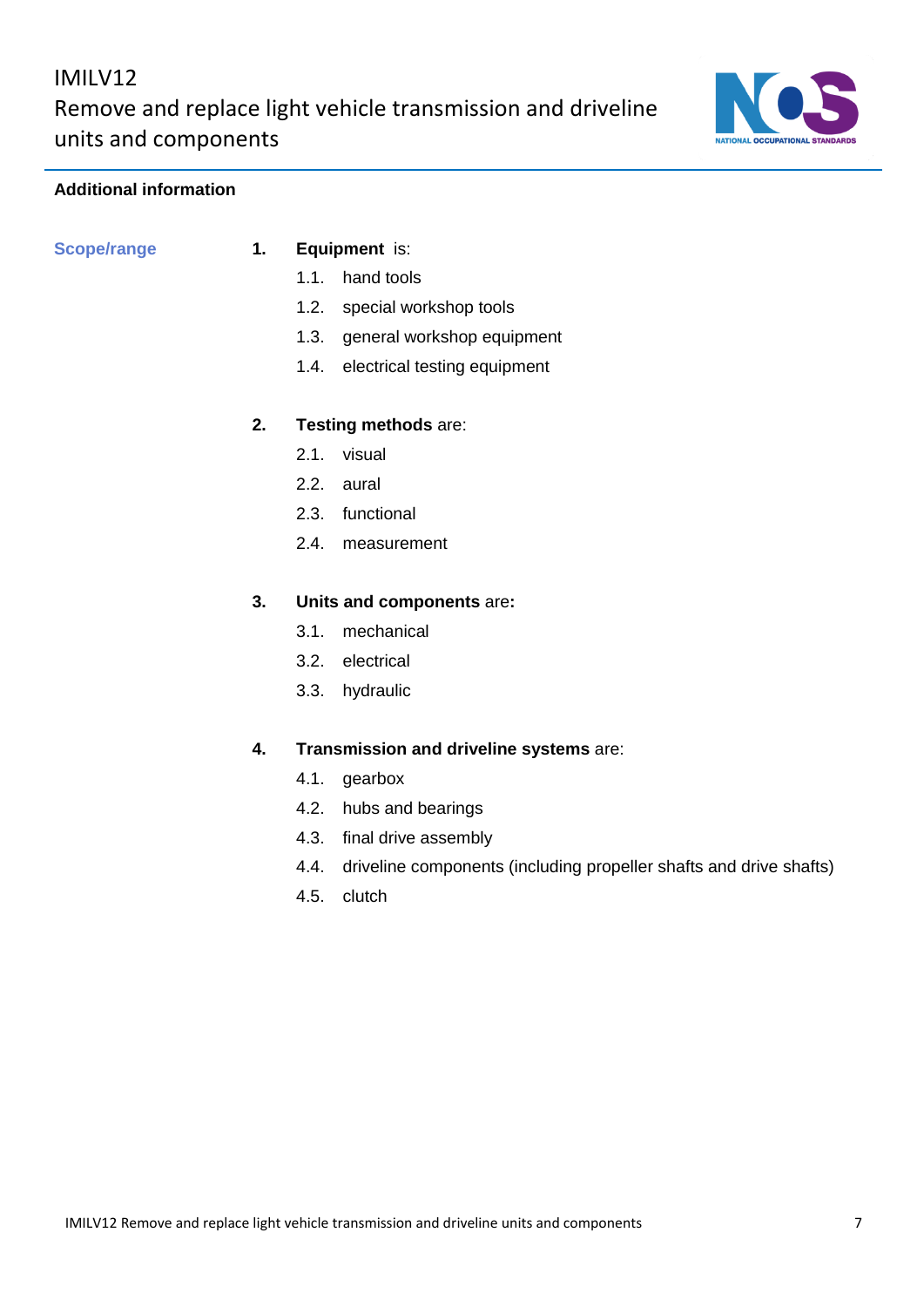## Additional information

**Scope/range**

1. **Equipment** is:
   - 1.1. hand tools
   - 1.2. special workshop tools
   - 1.3. general workshop equipment
   - 1.4. electrical testing equipment

2. **Testing methods** are:
   - 2.1. visual
   - 2.2. aural
   - 2.3. functional
   - 2.4. measurement

3. **Units and components** are**:**
   - 3.1. mechanical
   - 3.2. electrical
   - 3.3. hydraulic

4. **Transmission and driveline systems** are:
   - 4.1. gearbox
   - 4.2. hubs and bearings
   - 4.3. final drive assembly
   - 4.4. driveline components (including propeller shafts and drive shafts)
   - 4.5. clutch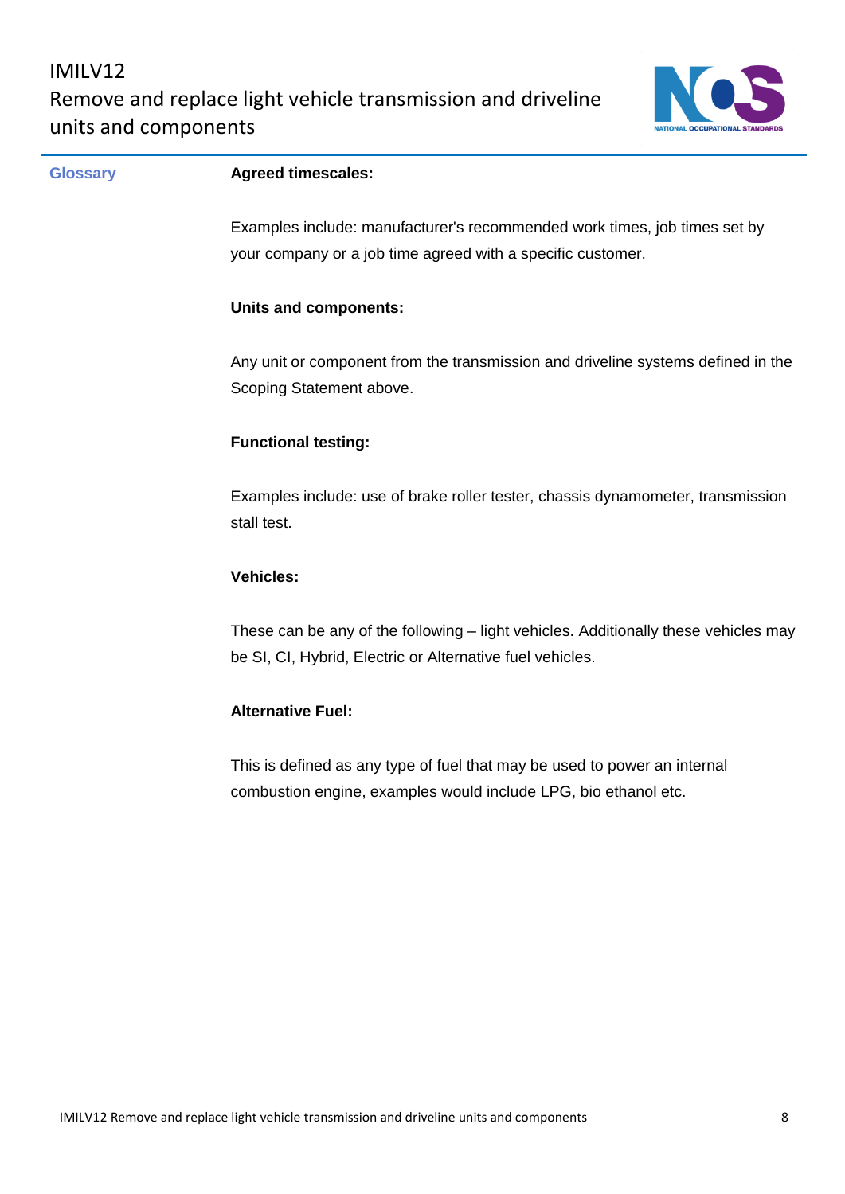## Glossary

**Agreed timescales:**

Examples include: manufacturer's recommended work times, job times set by your company or a job time agreed with a specific customer.

**Units and components:**

Any unit or component from the transmission and driveline systems defined in the Scoping Statement above.

**Functional testing:**

Examples include: use of brake roller tester, chassis dynamometer, transmission stall test.

**Vehicles:**

These can be any of the following – light vehicles. Additionally these vehicles may be SI, CI, Hybrid, Electric or Alternative fuel vehicles.

**Alternative Fuel:**

This is defined as any type of fuel that may be used to power an internal combustion engine, examples would include LPG, bio ethanol etc.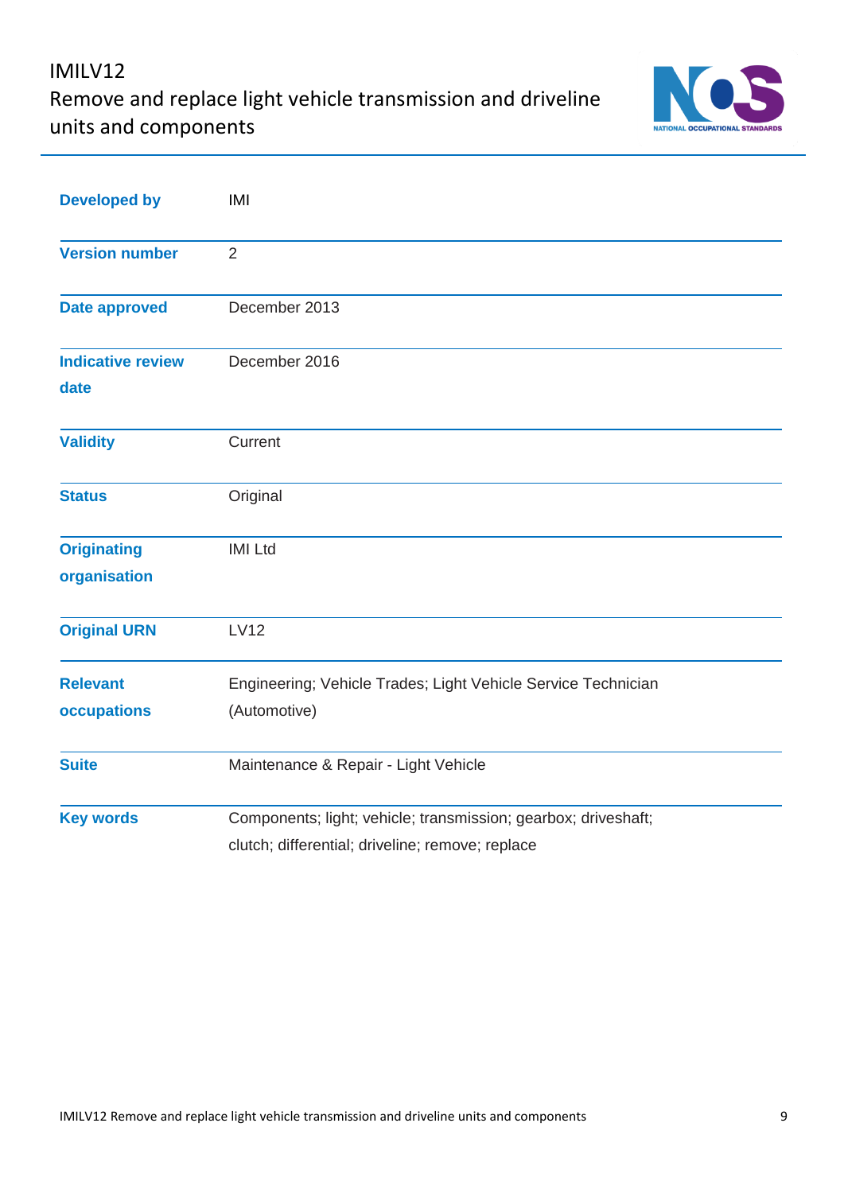# IMILV12
## Remove and replace light vehicle transmission and driveline units and components

| | |
|---|---|
| **Developed by** | IMI |
| **Version number** | 2 |
| **Date approved** | December 2013 |
| **Indicative review date** | December 2016 |
| **Validity** | Current |
| **Status** | Original |
| **Originating organisation** | IMI Ltd |
| **Original URN** | LV12 |
| **Relevant occupations** | Engineering; Vehicle Trades; Light Vehicle Service Technician (Automotive) |
| **Suite** | Maintenance & Repair - Light Vehicle |
| **Key words** | Components; light; vehicle; transmission; gearbox; driveshaft; clutch; differential; driveline; remove; replace |